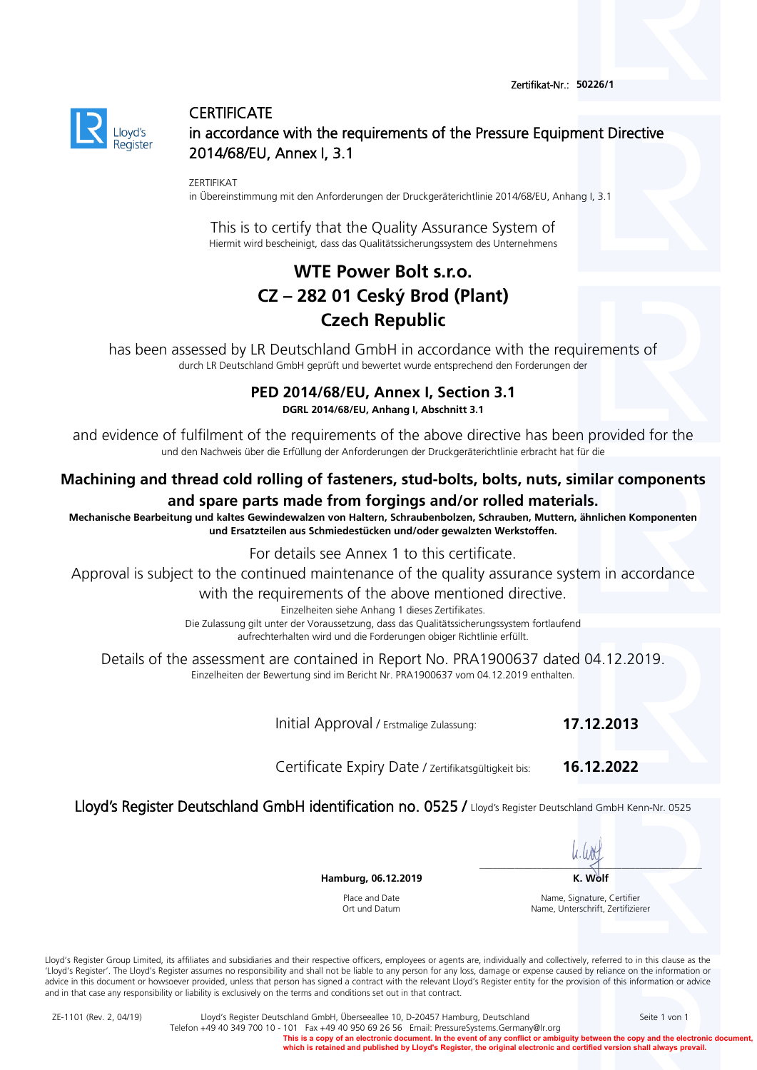Zertifikat-Nr.: **50226/1**

# CERTIFICATE

## in accordance with the requirements of the Pressure Equipment Directive 2014/68/EU, Annex I, 3.1

ZERTIFIKAT

in Übereinstimmung mit den Anforderungen der Druckgeräterichtlinie 2014/68/EU, Anhang I, 3.1

This is to certify that the Quality Assurance System of

Hiermit wird bescheinigt, dass das Qualitätssicherungssystem des Unternehmens

**WTE Power Bolt s.r.o.**
**CZ – 282 01 Ceský Brod (Plant)**
**Czech Republic**

has been assessed by LR Deutschland GmbH in accordance with the requirements of

durch LR Deutschland GmbH geprüft und bewertet wurde entsprechend den Forderungen der

**PED 2014/68/EU, Annex I, Section 3.1**

**DGRL 2014/68/EU, Anhang I, Abschnitt 3.1**

and evidence of fulfilment of the requirements of the above directive has been provided for the

und den Nachweis über die Erfüllung der Anforderungen der Druckgeräterichtlinie erbracht hat für die

**Machining and thread cold rolling of fasteners, stud-bolts, bolts, nuts, similar components and spare parts made from forgings and/or rolled materials.**

**Mechanische Bearbeitung und kaltes Gewindewalzen von Haltern, Schraubenbolzen, Schrauben, Muttern, ähnlichen Komponenten und Ersatzteilen aus Schmiedestücken und/oder gewalzten Werkstoffen.**

For details see Annex 1 to this certificate.

Approval is subject to the continued maintenance of the quality assurance system in accordance with the requirements of the above mentioned directive.

Einzelheiten siehe Anhang 1 dieses Zertifikates.

Die Zulassung gilt unter der Voraussetzung, dass das Qualitätssicherungssystem fortlaufend aufrechterhalten wird und die Forderungen obiger Richtlinie erfüllt.

Details of the assessment are contained in Report No. PRA1900637 dated 04.12.2019.

Einzelheiten der Bewertung sind im Bericht Nr. PRA1900637 vom 04.12.2019 enthalten.

Initial Approval / Erstmalige Zulassung: **17.12.2013**

Certificate Expiry Date / Zertifikatsgültigkeit bis: **16.12.2022**

Lloyd's Register Deutschland GmbH identification no. 0525 / Lloyd's Register Deutschland GmbH Kenn-Nr. 0525

**Hamburg, 06.12.2019**

Place and Date
Ort und Datum

**K. Wolf**

Name, Signature, Certifier
Name, Unterschrift, Zertifizierer

Lloyd's Register Group Limited, its affiliates and subsidiaries and their respective officers, employees or agents are, individually and collectively, referred to in this clause as the 'Lloyd's Register'. The Lloyd's Register assumes no responsibility and shall not be liable to any person for any loss, damage or expense caused by reliance on the information or advice in this document or howsoever provided, unless that person has signed a contract with the relevant Lloyd's Register entity for the provision of this information or advice and in that case any responsibility or liability is exclusively on the terms and conditions set out in that contract.

ZE-1101 (Rev. 2, 04/19)

Lloyd's Register Deutschland GmbH, Überseeallee 10, D-20457 Hamburg, Deutschland
Telefon +49 40 349 700 10 - 101 Fax +49 40 950 69 26 56 Email: PressureSystems.Germany@lr.org

**This is a copy of an electronic document. In the event of any conflict or ambiguity between the copy and the electronic document, which is retained and published by Lloyd's Register, the original electronic and certified version shall always prevail.**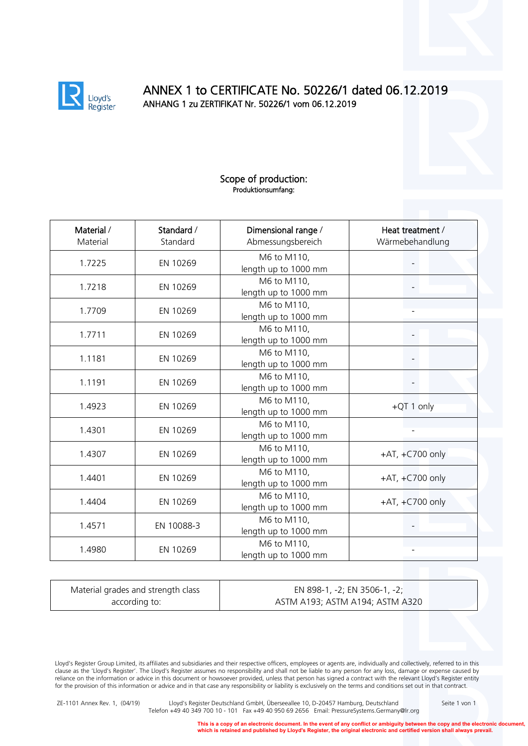# ANNEX 1 to CERTIFICATE No. 50226/1 dated 06.12.2019

ANHANG 1 zu ZERTIFIKAT Nr. 50226/1 vom 06.12.2019

## Scope of production:

Produktionsumfang:

| Material / Material | Standard / Standard | Dimensional range / Abmessungsbereich | Heat treatment / Wärmebehandlung |
|---|---|---|---|
| 1.7225 | EN 10269 | M6 to M110, length up to 1000 mm | - |
| 1.7218 | EN 10269 | M6 to M110, length up to 1000 mm | - |
| 1.7709 | EN 10269 | M6 to M110, length up to 1000 mm | - |
| 1.7711 | EN 10269 | M6 to M110, length up to 1000 mm | - |
| 1.1181 | EN 10269 | M6 to M110, length up to 1000 mm | - |
| 1.1191 | EN 10269 | M6 to M110, length up to 1000 mm | - |
| 1.4923 | EN 10269 | M6 to M110, length up to 1000 mm | +QT 1 only |
| 1.4301 | EN 10269 | M6 to M110, length up to 1000 mm | - |
| 1.4307 | EN 10269 | M6 to M110, length up to 1000 mm | +AT, +C700 only |
| 1.4401 | EN 10269 | M6 to M110, length up to 1000 mm | +AT, +C700 only |
| 1.4404 | EN 10269 | M6 to M110, length up to 1000 mm | +AT, +C700 only |
| 1.4571 | EN 10088-3 | M6 to M110, length up to 1000 mm | - |
| 1.4980 | EN 10269 | M6 to M110, length up to 1000 mm | - |

| | |
|---|---|
| Material grades and strength class according to: | EN 898-1, -2; EN 3506-1, -2; ASTM A193; ASTM A194; ASTM A320 |

Lloyd's Register Group Limited, its affiliates and subsidiaries and their respective officers, employees or agents are, individually and collectively, referred to in this clause as the 'Lloyd's Register'. The Lloyd's Register assumes no responsibility and shall not be liable to any person for any loss, damage or expense caused by reliance on the information or advice in this document or howsoever provided, unless that person has signed a contract with the relevant Lloyd's Register entity for the provision of this information or advice and in that case any responsibility or liability is exclusively on the terms and conditions set out in that contract.

ZE-1101 Annex Rev. 1, (04/19) Lloyd's Register Deutschland GmbH, Überseeallee 10, D-20457 Hamburg, Deutschland
Telefon +49 40 349 700 10 - 101 Fax +49 40 950 69 2656 Email: PressureSystems.Germany@lr.org

This is a copy of an electronic document. In the event of any conflict or ambiguity between the copy and the electronic document, which is retained and published by Lloyd's Register, the original electronic and certified version shall always prevail.